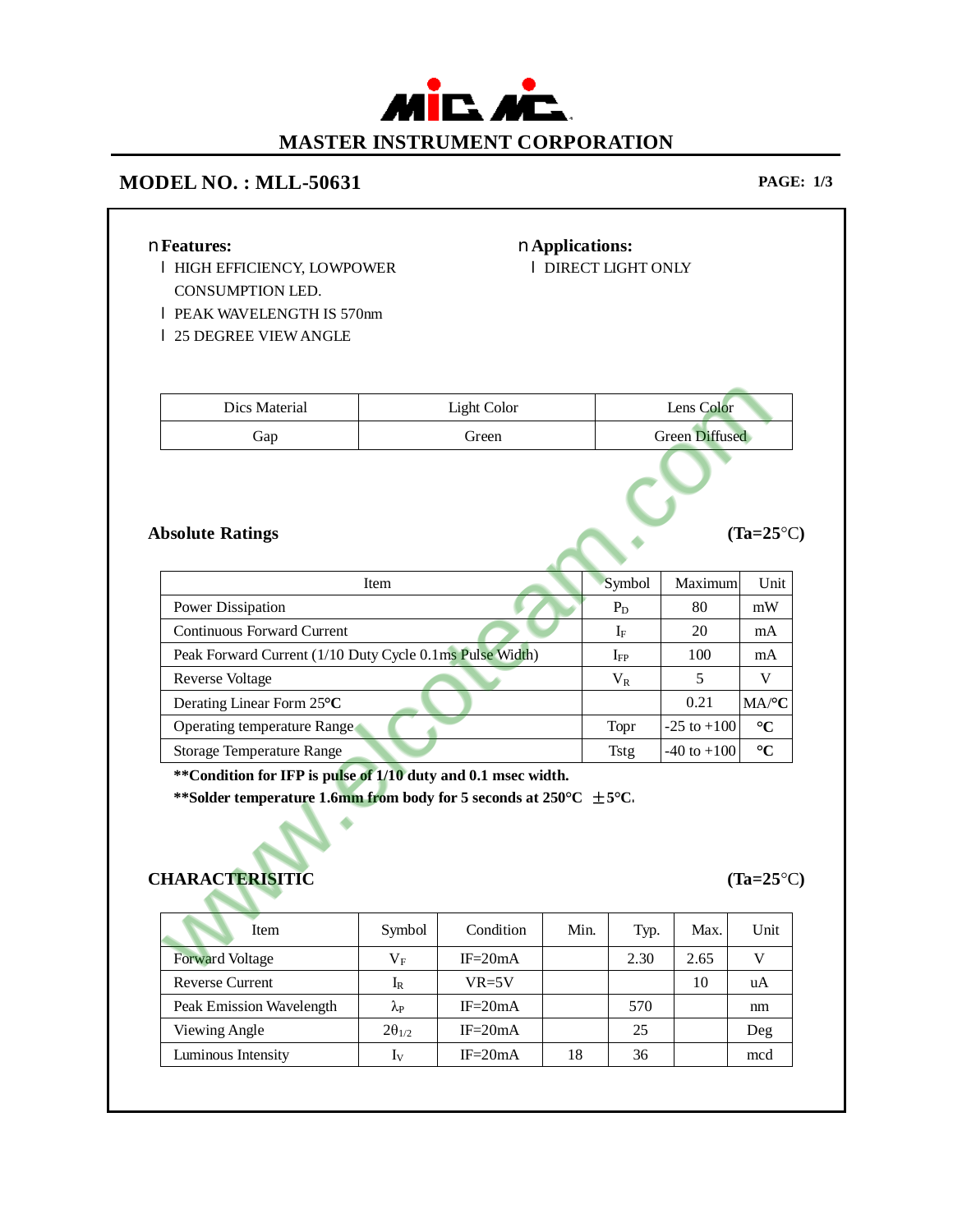# MASTER INSTRUMENT CORPORATION

## MODEL NO. : MLL-50631

**Features:**

- HIGH EFFICIENCY, LOWPOWER CONSUMPTION LED.
- PEAK WAVELENGTH IS 570nm
- 25 DEGREE VIEW ANGLE

**Applications:**

- DIRECT LIGHT ONLY

| Dics Material | Light Color | Lens Color |
|---|---|---|
| Gap | Green | Green Diffused |

### Absolute Ratings

(Ta=25°C)

| Item | Symbol | Maximum | Unit |
|---|---|---|---|
| Power Dissipation | $P_D$ | 80 | mW |
| Continuous Forward Current | $I_F$ | 20 | mA |
| Peak Forward Current (1/10 Duty Cycle 0.1ms Pulse Width) | $I_{FP}$ | 100 | mA |
| Reverse Voltage | $V_R$ | 5 | V |
| Derating Linear Form 25°C | | 0.21 | MA/°C |
| Operating temperature Range | Topr | -25 to +100 | °C |
| Storage Temperature Range | Tstg | -40 to +100 | °C |

**\*\*Condition for IFP is pulse of 1/10 duty and 0.1 msec width.**

**\*\*Solder temperature 1.6mm from body for 5 seconds at 250°C ±5°C.**

### CHARACTERISITIC

(Ta=25°C)

| Item | Symbol | Condition | Min. | Typ. | Max. | Unit |
|---|---|---|---|---|---|---|
| Forward Voltage | $V_F$ | IF=20mA | | 2.30 | 2.65 | V |
| Reverse Current | $I_R$ | VR=5V | | | 10 | uA |
| Peak Emission Wavelength | $\lambda_P$ | IF=20mA | | 570 | | nm |
| Viewing Angle | $2\theta_{1/2}$ | IF=20mA | | 25 | | Deg |
| Luminous Intensity | $I_V$ | IF=20mA | 18 | 36 | | mcd |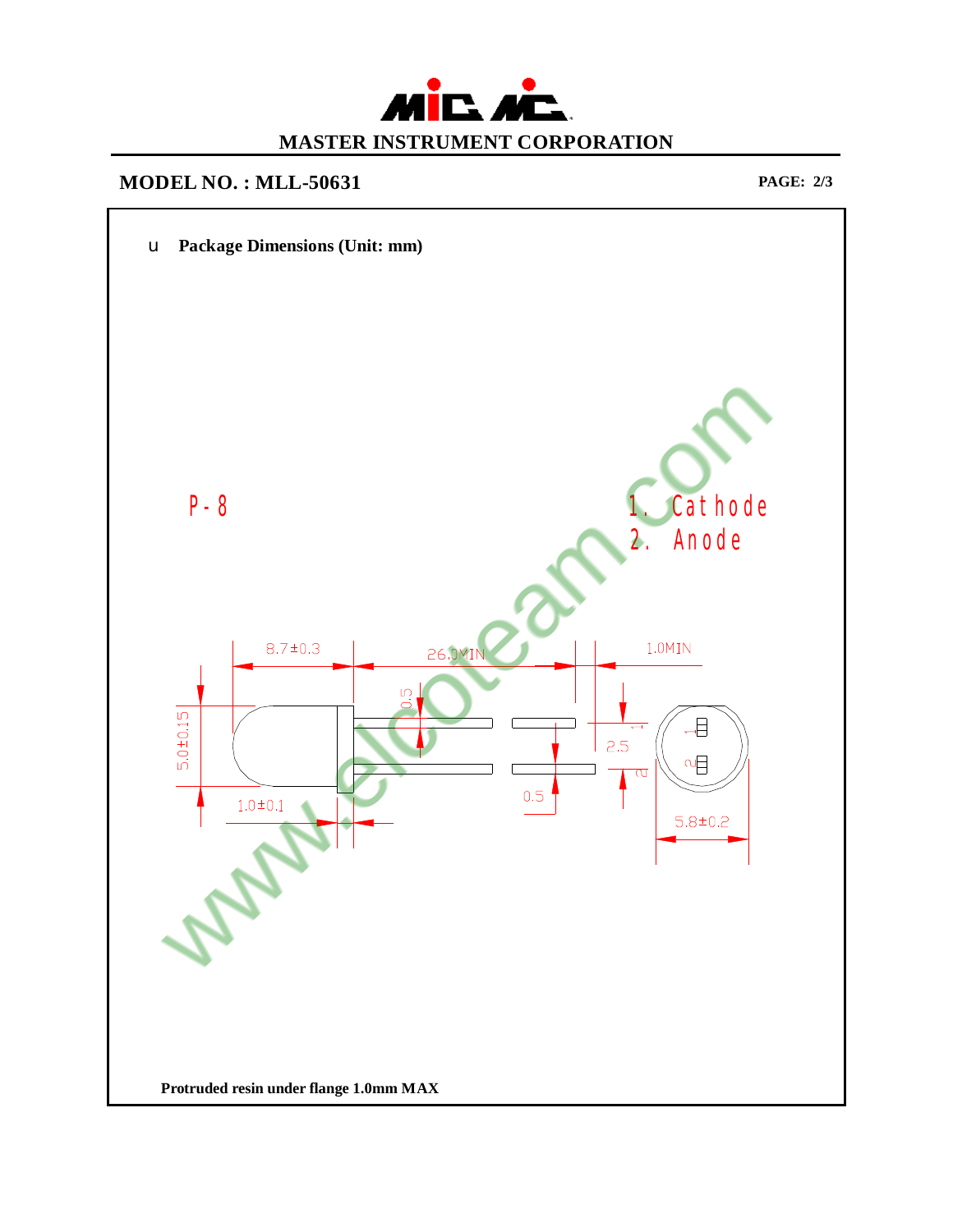**MASTER INSTRUMENT CORPORATION**

## MODEL NO. : MLL-50631

- **Package Dimensions (Unit: mm)**

P-8

1. Cathode
2. Anode

8.7±0.3

26.0MIN

1.0MIN

0.5

5.0±0.15

2.5

0.5

1.0±0.1

5.8±0.2

**Protruded resin under flange 1.0mm MAX**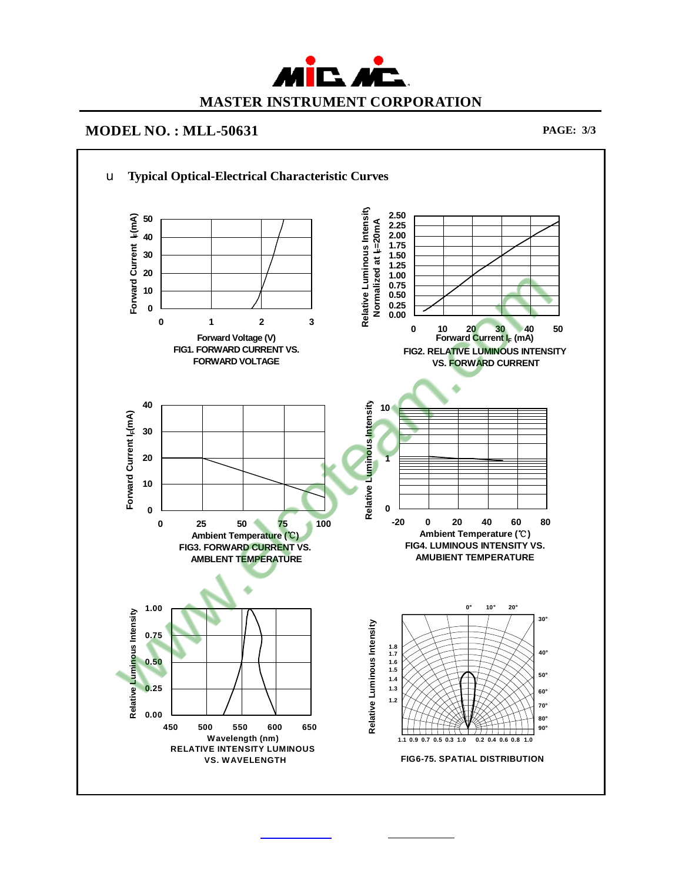MASTER INSTRUMENT CORPORATION

## MODEL NO. : MLL-50631

**PAGE: 3/3**

### Typical Optical-Electrical Characteristic Curves

Forward Current $I_F$(mA)
50
40
30
20
10
0
0
1
2
3
Forward Voltage (V)
FIG1. FORWARD CURRENT VS. FORWARD VOLTAGE

Relative Luminous Intensity Normalized at $I_F$=20mA
2.50
2.25
2.00
1.75
1.50
1.25
1.00
0.75
0.50
0.25
0.00
0
10
20
30
40
50
Forward Current $I_F$ (mA)
FIG2. RELATIVE LUMINOUS INTENSITY VS. FORWARD CURRENT

Forward Current $I_F$(mA)
40
30
20
10
0
0
25
50
75
100
Ambient Temperature (℃)
FIG3. FORWARD CURRENT VS. AMBLENT TEMPERATURE

Relative Luminous Intensity
10
1
0
-20
0
20
40
60
80
Ambient Temperature (℃)
FIG4. LUMINOUS INTENSITY VS. AMUBIENT TEMPERATURE

Relative Luminous Intensity
1.00
0.75
0.50
0.25
0.00
450
500
550
600
650
Wavelength (nm)
RELATIVE INTENSITY LUMINOUS VS. WAVELENGTH

Relative Luminous Intensity
0° 10° 20° 30° 40° 50° 60° 70° 80° 90°
1.8
1.7
1.6
1.5
1.4
1.3
1.2
1.1 0.9 0.7 0.5 0.3 1.0 0.2 0.4 0.6 0.8 1.0
FIG6-75. SPATIAL DISTRIBUTION